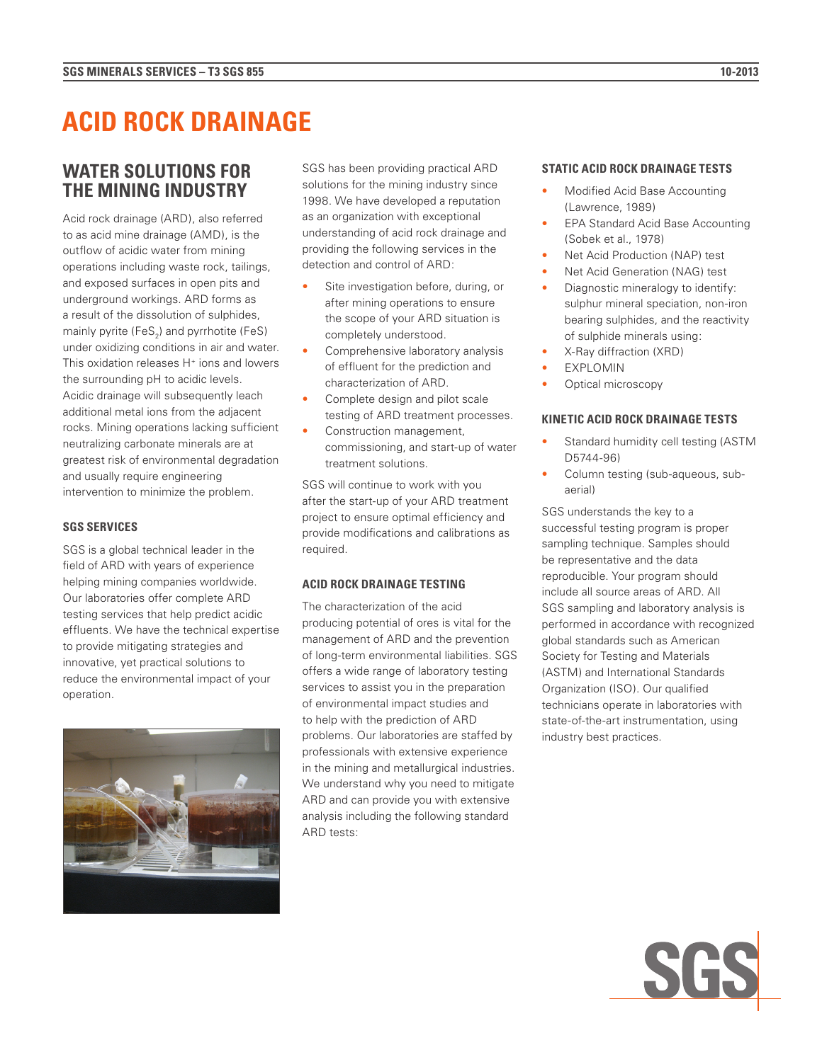# ACID ROCK DRAINAGE

## WATER SOLUTIONS FOR THE MINING INDUSTRY

Acid rock drainage (ARD), also referred to as acid mine drainage (AMD), is the outflow of acidic water from mining operations including waste rock, tailings, and exposed surfaces in open pits and underground workings. ARD forms as a result of the dissolution of sulphides, mainly pyrite ($FeS_2$) and pyrrhotite ($FeS$) under oxidizing conditions in air and water. This oxidation releases $H^+$ ions and lowers the surrounding pH to acidic levels. Acidic drainage will subsequently leach additional metal ions from the adjacent rocks. Mining operations lacking sufficient neutralizing carbonate minerals are at greatest risk of environmental degradation and usually require engineering intervention to minimize the problem.

### SGS SERVICES

SGS is a global technical leader in the field of ARD with years of experience helping mining companies worldwide. Our laboratories offer complete ARD testing services that help predict acidic effluents. We have the technical expertise to provide mitigating strategies and innovative, yet practical solutions to reduce the environmental impact of your operation.

SGS has been providing practical ARD solutions for the mining industry since 1998. We have developed a reputation as an organization with exceptional understanding of acid rock drainage and providing the following services in the detection and control of ARD:

- Site investigation before, during, or after mining operations to ensure the scope of your ARD situation is completely understood.
- Comprehensive laboratory analysis of effluent for the prediction and characterization of ARD.
- Complete design and pilot scale testing of ARD treatment processes.
- Construction management, commissioning, and start-up of water treatment solutions.

SGS will continue to work with you after the start-up of your ARD treatment project to ensure optimal efficiency and provide modifications and calibrations as required.

### ACID ROCK DRAINAGE TESTING

The characterization of the acid producing potential of ores is vital for the management of ARD and the prevention of long-term environmental liabilities. SGS offers a wide range of laboratory testing services to assist you in the preparation of environmental impact studies and to help with the prediction of ARD problems. Our laboratories are staffed by professionals with extensive experience in the mining and metallurgical industries. We understand why you need to mitigate ARD and can provide you with extensive analysis including the following standard ARD tests:

### STATIC ACID ROCK DRAINAGE TESTS

- Modified Acid Base Accounting (Lawrence, 1989)
- EPA Standard Acid Base Accounting (Sobek et al., 1978)
- Net Acid Production (NAP) test
- Net Acid Generation (NAG) test
- Diagnostic mineralogy to identify: sulphur mineral speciation, non-iron bearing sulphides, and the reactivity of sulphide minerals using:
- X-Ray diffraction (XRD)
- EXPLOMIN
- Optical microscopy

### KINETIC ACID ROCK DRAINAGE TESTS

- Standard humidity cell testing (ASTM D5744-96)
- Column testing (sub-aqueous, sub-aerial)

SGS understands the key to a successful testing program is proper sampling technique. Samples should be representative and the data reproducible. Your program should include all source areas of ARD. All SGS sampling and laboratory analysis is performed in accordance with recognized global standards such as American Society for Testing and Materials (ASTM) and International Standards Organization (ISO). Our qualified technicians operate in laboratories with state-of-the-art instrumentation, using industry best practices.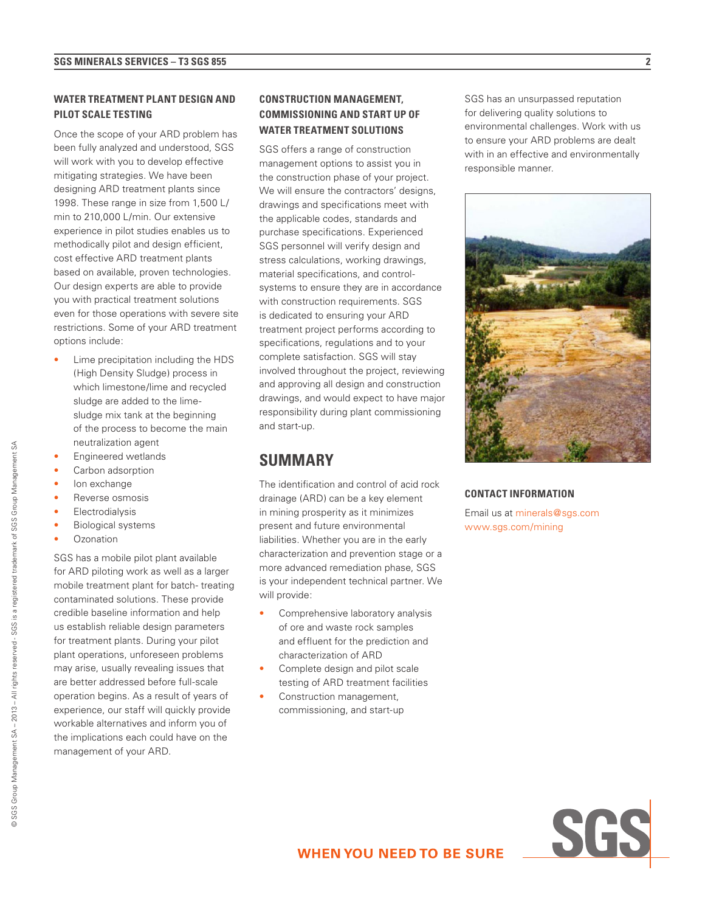### WATER TREATMENT PLANT DESIGN AND PILOT SCALE TESTING

Once the scope of your ARD problem has been fully analyzed and understood, SGS will work with you to develop effective mitigating strategies. We have been designing ARD treatment plants since 1998. These range in size from 1,500 L/min to 210,000 L/min. Our extensive experience in pilot studies enables us to methodically pilot and design efficient, cost effective ARD treatment plants based on available, proven technologies. Our design experts are able to provide you with practical treatment solutions even for those operations with severe site restrictions. Some of your ARD treatment options include:

- Lime precipitation including the HDS (High Density Sludge) process in which limestone/lime and recycled sludge are added to the lime-sludge mix tank at the beginning of the process to become the main neutralization agent
- Engineered wetlands
- Carbon adsorption
- Ion exchange
- Reverse osmosis
- Electrodialysis
- Biological systems
- Ozonation

SGS has a mobile pilot plant available for ARD piloting work as well as a larger mobile treatment plant for batch- treating contaminated solutions. These provide credible baseline information and help us establish reliable design parameters for treatment plants. During your pilot plant operations, unforeseen problems may arise, usually revealing issues that are better addressed before full-scale operation begins. As a result of years of experience, our staff will quickly provide workable alternatives and inform you of the implications each could have on the management of your ARD.

### CONSTRUCTION MANAGEMENT, COMMISSIONING AND START UP OF WATER TREATMENT SOLUTIONS

SGS offers a range of construction management options to assist you in the construction phase of your project. We will ensure the contractors' designs, drawings and specifications meet with the applicable codes, standards and purchase specifications. Experienced SGS personnel will verify design and stress calculations, working drawings, material specifications, and control-systems to ensure they are in accordance with construction requirements. SGS is dedicated to ensuring your ARD treatment project performs according to specifications, regulations and to your complete satisfaction. SGS will stay involved throughout the project, reviewing and approving all design and construction drawings, and would expect to have major responsibility during plant commissioning and start-up.

## SUMMARY

The identification and control of acid rock drainage (ARD) can be a key element in mining prosperity as it minimizes present and future environmental liabilities. Whether you are in the early characterization and prevention stage or a more advanced remediation phase, SGS is your independent technical partner. We will provide:

- Comprehensive laboratory analysis of ore and waste rock samples and effluent for the prediction and characterization of ARD
- Complete design and pilot scale testing of ARD treatment facilities
- Construction management, commissioning, and start-up

SGS has an unsurpassed reputation for delivering quality solutions to environmental challenges. Work with us to ensure your ARD problems are dealt with in an effective and environmentally responsible manner.

### CONTACT INFORMATION

Email us at minerals@sgs.com
www.sgs.com/mining

WHEN YOU NEED TO BE SURE

SGS

© SGS Group Management SA – 2013 – All rights reserved - SGS is a registered trademark of SGS Group Management SA